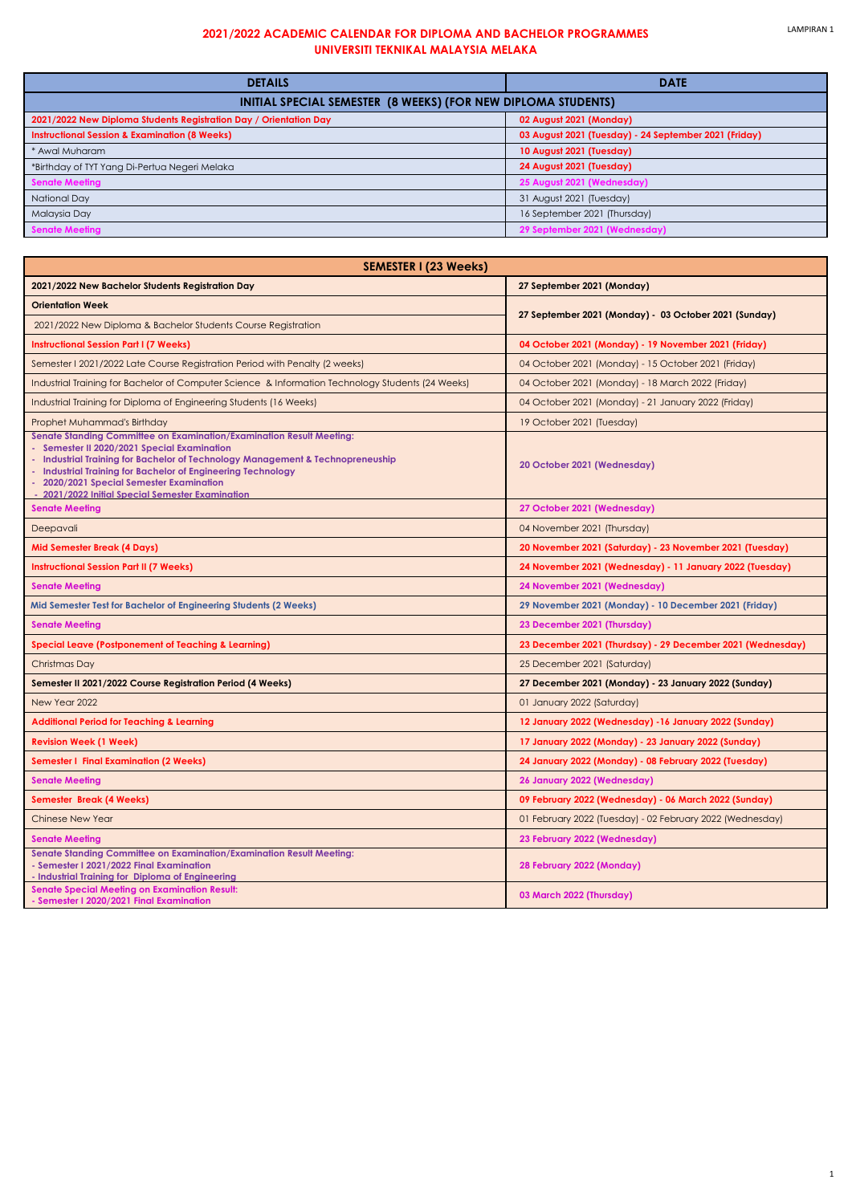LAMPIRAN 1

# 2021/2022 ACADEMIC CALENDAR FOR DIPLOMA AND BACHELOR PROGRAMMES
## UNIVERSITI TEKNIKAL MALAYSIA MELAKA

| DETAILS | DATE |
|---|---|
| **INITIAL SPECIAL SEMESTER (8 WEEKS) (FOR NEW DIPLOMA STUDENTS)** | |
| **2021/2022 New Diploma Students Registration Day / Orientation Day** | **02 August 2021 (Monday)** |
| **Instructional Session & Examination (8 Weeks)** | **03 August 2021 (Tuesday) - 24 September 2021 (Friday)** |
| * Awal Muharam | **10 August 2021 (Tuesday)** |
| *Birthday of TYT Yang Di-Pertua Negeri Melaka | **24 August 2021 (Tuesday)** |
| **Senate Meeting** | **25 August 2021 (Wednesday)** |
| National Day | 31 August 2021 (Tuesday) |
| Malaysia Day | 16 September 2021 (Thursday) |
| **Senate Meeting** | **29 September 2021 (Wednesday)** |

| DETAILS | DATE |
|---|---|
| **SEMESTER I (23 Weeks)** | |
| **2021/2022 New Bachelor Students Registration Day** | **27 September 2021 (Monday)** |
| **Orientation Week**<br>2021/2022 New Diploma & Bachelor Students Course Registration | **27 September 2021 (Monday) - 03 October 2021 (Sunday)** |
| **Instructional Session Part I (7 Weeks)** | **04 October 2021 (Monday) - 19 November 2021 (Friday)** |
| Semester I 2021/2022 Late Course Registration Period with Penalty (2 weeks) | 04 October 2021 (Monday) - 15 October 2021 (Friday) |
| Industrial Training for Bachelor of Computer Science & Information Technology Students (24 Weeks) | 04 October 2021 (Monday) - 18 March 2022 (Friday) |
| Industrial Training for Diploma of Engineering Students (16 Weeks) | 04 October 2021 (Monday) - 21 January 2022 (Friday) |
| Prophet Muhammad's Birthday | 19 October 2021 (Tuesday) |
| **Senate Standing Committee on Examination/Examination Result Meeting:**<br>- **Semester II 2020/2021 Special Examination**<br>- **Industrial Training for Bachelor of Technology Management & Technopreneuship**<br>- **Industrial Training for Bachelor of Engineering Technology**<br>- **2020/2021 Special Semester Examination**<br>- **2021/2022 Initial Special Semester Examination** | **20 October 2021 (Wednesday)** |
| **Senate Meeting** | **27 October 2021 (Wednesday)** |
| Deepavali | 04 November 2021 (Thursday) |
| **Mid Semester Break (4 Days)** | **20 November 2021 (Saturday) - 23 November 2021 (Tuesday)** |
| **Instructional Session Part II (7 Weeks)** | **24 November 2021 (Wednesday) - 11 January 2022 (Tuesday)** |
| **Senate Meeting** | **24 November 2021 (Wednesday)** |
| **Mid Semester Test for Bachelor of Engineering Students (2 Weeks)** | **29 November 2021 (Monday) - 10 December 2021 (Friday)** |
| **Senate Meeting** | **23 December 2021 (Thursday)** |
| **Special Leave (Postponement of Teaching & Learning)** | **23 December 2021 (Thurdsay) - 29 December 2021 (Wednesday)** |
| Christmas Day | 25 December 2021 (Saturday) |
| **Semester II 2021/2022 Course Registration Period (4 Weeks)** | **27 December 2021 (Monday) - 23 January 2022 (Sunday)** |
| New Year 2022 | 01 January 2022 (Saturday) |
| **Additional Period for Teaching & Learning** | **12 January 2022 (Wednesday) -16 January 2022 (Sunday)** |
| **Revision Week (1 Week)** | **17 January 2022 (Monday) - 23 January 2022 (Sunday)** |
| **Semester I Final Examination (2 Weeks)** | **24 January 2022 (Monday) - 08 February 2022 (Tuesday)** |
| **Senate Meeting** | **26 January 2022 (Wednesday)** |
| **Semester Break (4 Weeks)** | **09 February 2022 (Wednesday) - 06 March 2022 (Sunday)** |
| Chinese New Year | 01 February 2022 (Tuesday) - 02 February 2022 (Wednesday) |
| **Senate Meeting** | **23 February 2022 (Wednesday)** |
| **Senate Standing Committee on Examination/Examination Result Meeting:**<br>**- Semester I 2021/2022 Final Examination**<br>**- Industrial Training for Diploma of Engineering** | **28 February 2022 (Monday)** |
| **Senate Special Meeting on Examination Result:**<br>**- Semester I 2020/2021 Final Examination** | **03 March 2022 (Thursday)** |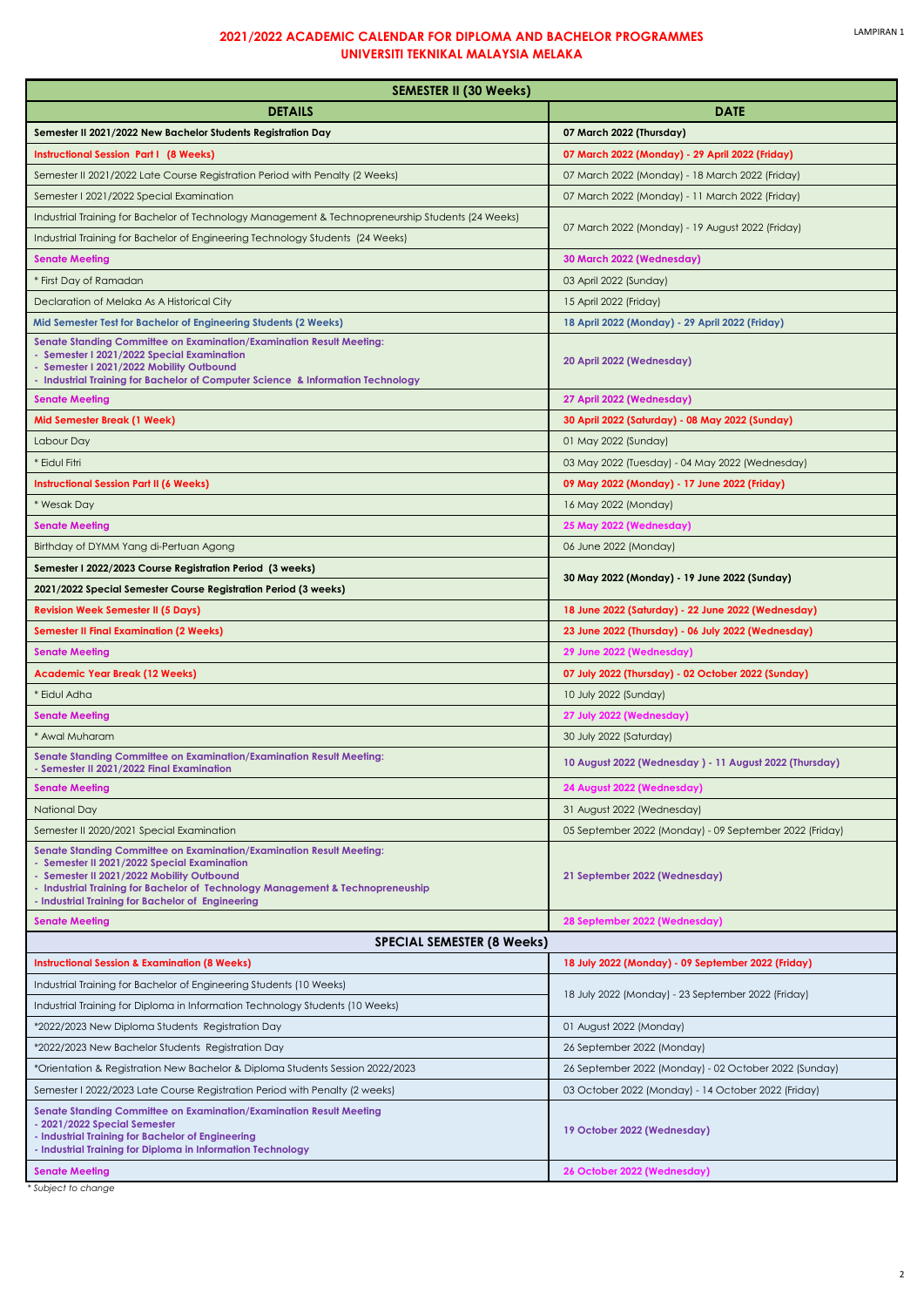# 2021/2022 ACADEMIC CALENDAR FOR DIPLOMA AND BACHELOR PROGRAMMES
# UNIVERSITI TEKNIKAL MALAYSIA MELAKA

LAMPIRAN 1

| SEMESTER II (30 Weeks) | |
|---|---|
| **DETAILS** | **DATE** |
| **Semester II 2021/2022 New Bachelor Students Registration Day** | **07 March 2022 (Thursday)** |
| **Instructional Session Part I (8 Weeks)** | **07 March 2022 (Monday) - 29 April 2022 (Friday)** |
| Semester II 2021/2022 Late Course Registration Period with Penalty (2 Weeks) | 07 March 2022 (Monday) - 18 March 2022 (Friday) |
| Semester I 2021/2022 Special Examination | 07 March 2022 (Monday) - 11 March 2022 (Friday) |
| Industrial Training for Bachelor of Technology Management & Technopreneurship Students (24 Weeks) | 07 March 2022 (Monday) - 19 August 2022 (Friday) |
| Industrial Training for Bachelor of Engineering Technology Students (24 Weeks) | |
| **Senate Meeting** | **30 March 2022 (Wednesday)** |
| * First Day of Ramadan | 03 April 2022 (Sunday) |
| Declaration of Melaka As A Historical City | 15 April 2022 (Friday) |
| **Mid Semester Test for Bachelor of Engineering Students (2 Weeks)** | **18 April 2022 (Monday) - 29 April 2022 (Friday)** |
| **Senate Standing Committee on Examination/Examination Result Meeting:**<br>**- Semester I 2021/2022 Special Examination**<br>**- Semester I 2021/2022 Mobility Outbound**<br>**- Industrial Training for Bachelor of Computer Science & Information Technology** | **20 April 2022 (Wednesday)** |
| **Senate Meeting** | **27 April 2022 (Wednesday)** |
| **Mid Semester Break (1 Week)** | **30 April 2022 (Saturday) - 08 May 2022 (Sunday)** |
| Labour Day | 01 May 2022 (Sunday) |
| * Eidul Fitri | 03 May 2022 (Tuesday) - 04 May 2022 (Wednesday) |
| **Instructional Session Part II (6 Weeks)** | **09 May 2022 (Monday) - 17 June 2022 (Friday)** |
| * Wesak Day | 16 May 2022 (Monday) |
| **Senate Meeting** | **25 May 2022 (Wednesday)** |
| Birthday of DYMM Yang di-Pertuan Agong | 06 June 2022 (Monday) |
| **Semester I 2022/2023 Course Registration Period (3 weeks)** | **30 May 2022 (Monday) - 19 June 2022 (Sunday)** |
| **2021/2022 Special Semester Course Registration Period (3 weeks)** | |
| **Revision Week Semester II (5 Days)** | **18 June 2022 (Saturday) - 22 June 2022 (Wednesday)** |
| **Semester II Final Examination (2 Weeks)** | **23 June 2022 (Thursday) - 06 July 2022 (Wednesday)** |
| **Senate Meeting** | **29 June 2022 (Wednesday)** |
| **Academic Year Break (12 Weeks)** | **07 July 2022 (Thursday) - 02 October 2022 (Sunday)** |
| * Eidul Adha | 10 July 2022 (Sunday) |
| **Senate Meeting** | **27 July 2022 (Wednesday)** |
| * Awal Muharam | 30 July 2022 (Saturday) |
| **Senate Standing Committee on Examination/Examination Result Meeting:**<br>**- Semester II 2021/2022 Final Examination** | **10 August 2022 (Wednesday ) - 11 August 2022 (Thursday)** |
| **Senate Meeting** | **24 August 2022 (Wednesday)** |
| National Day | 31 August 2022 (Wednesday) |
| Semester II 2020/2021 Special Examination | 05 September 2022 (Monday) - 09 September 2022 (Friday) |
| **Senate Standing Committee on Examination/Examination Result Meeting:**<br>**- Semester II 2021/2022 Special Examination**<br>**- Semester II 2021/2022 Mobility Outbound**<br>**- Industrial Training for Bachelor of Technology Management & Technopreneuship**<br>**- Industrial Training for Bachelor of Engineering** | **21 September 2022 (Wednesday)** |
| **Senate Meeting** | **28 September 2022 (Wednesday)** |
| **SPECIAL SEMESTER (8 Weeks)** | |
| **Instructional Session & Examination (8 Weeks)** | **18 July 2022 (Monday) - 09 September 2022 (Friday)** |
| Industrial Training for Bachelor of Engineering Students (10 Weeks) | 18 July 2022 (Monday) - 23 September 2022 (Friday) |
| Industrial Training for Diploma in Information Technology Students (10 Weeks) | |
| *2022/2023 New Diploma Students Registration Day | 01 August 2022 (Monday) |
| *2022/2023 New Bachelor Students Registration Day | 26 September 2022 (Monday) |
| *Orientation & Registration New Bachelor & Diploma Students Session 2022/2023 | 26 September 2022 (Monday) - 02 October 2022 (Sunday) |
| Semester I 2022/2023 Late Course Registration Period with Penalty (2 weeks) | 03 October 2022 (Monday) - 14 October 2022 (Friday) |
| **Senate Standing Committee on Examination/Examination Result Meeting**<br>**- 2021/2022 Special Semester**<br>**- Industrial Training for Bachelor of Engineering**<br>**- Industrial Training for Diploma in Information Technology** | **19 October 2022 (Wednesday)** |
| **Senate Meeting** | **26 October 2022 (Wednesday)** |

*\* Subject to change*